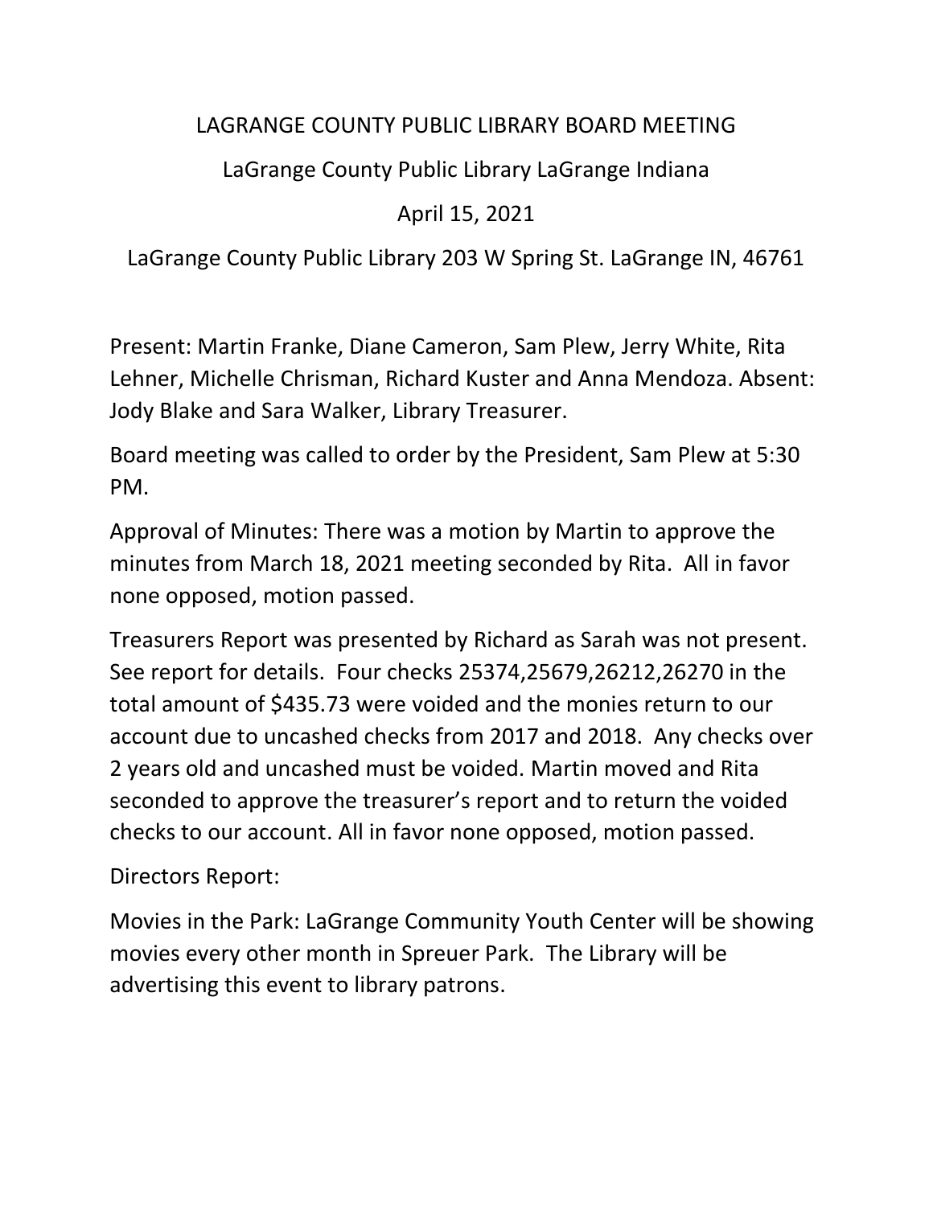# LAGRANGE COUNTY PUBLIC LIBRARY BOARD MEETING

LaGrange County Public Library LaGrange Indiana

April 15, 2021

LaGrange County Public Library 203 W Spring St. LaGrange IN, 46761

Present: Martin Franke, Diane Cameron, Sam Plew, Jerry White, Rita Lehner, Michelle Chrisman, Richard Kuster and Anna Mendoza. Absent: Jody Blake and Sara Walker, Library Treasurer.

Board meeting was called to order by the President, Sam Plew at 5:30 PM.

Approval of Minutes: There was a motion by Martin to approve the minutes from March 18, 2021 meeting seconded by Rita. All in favor none opposed, motion passed.

Treasurers Report was presented by Richard as Sarah was not present. See report for details. Four checks 25374,25679,26212,26270 in the total amount of $435.73 were voided and the monies return to our account due to uncashed checks from 2017 and 2018. Any checks over 2 years old and uncashed must be voided. Martin moved and Rita seconded to approve the treasurer's report and to return the voided checks to our account. All in favor none opposed, motion passed.

Directors Report:

Movies in the Park: LaGrange Community Youth Center will be showing movies every other month in Spreuer Park. The Library will be advertising this event to library patrons.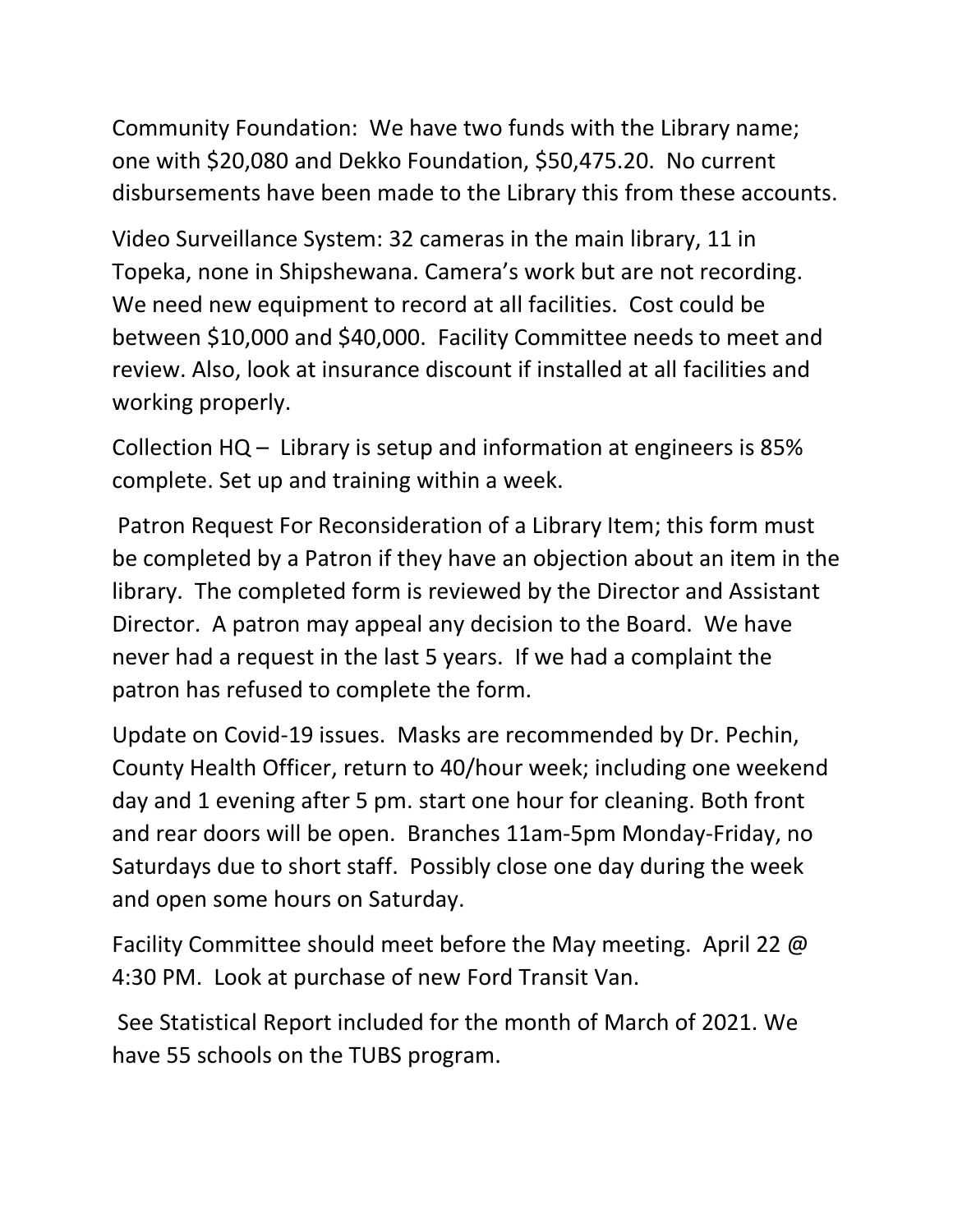Community Foundation: We have two funds with the Library name; one with $20,080 and Dekko Foundation, $50,475.20. No current disbursements have been made to the Library this from these accounts.

Video Surveillance System: 32 cameras in the main library, 11 in Topeka, none in Shipshewana. Camera's work but are not recording. We need new equipment to record at all facilities. Cost could be between $10,000 and $40,000. Facility Committee needs to meet and review. Also, look at insurance discount if installed at all facilities and working properly.

Collection HQ – Library is setup and information at engineers is 85% complete. Set up and training within a week.

Patron Request For Reconsideration of a Library Item; this form must be completed by a Patron if they have an objection about an item in the library. The completed form is reviewed by the Director and Assistant Director. A patron may appeal any decision to the Board. We have never had a request in the last 5 years. If we had a complaint the patron has refused to complete the form.

Update on Covid-19 issues. Masks are recommended by Dr. Pechin, County Health Officer, return to 40/hour week; including one weekend day and 1 evening after 5 pm. start one hour for cleaning. Both front and rear doors will be open. Branches 11am-5pm Monday-Friday, no Saturdays due to short staff. Possibly close one day during the week and open some hours on Saturday.

Facility Committee should meet before the May meeting. April 22 @ 4:30 PM. Look at purchase of new Ford Transit Van.

See Statistical Report included for the month of March of 2021. We have 55 schools on the TUBS program.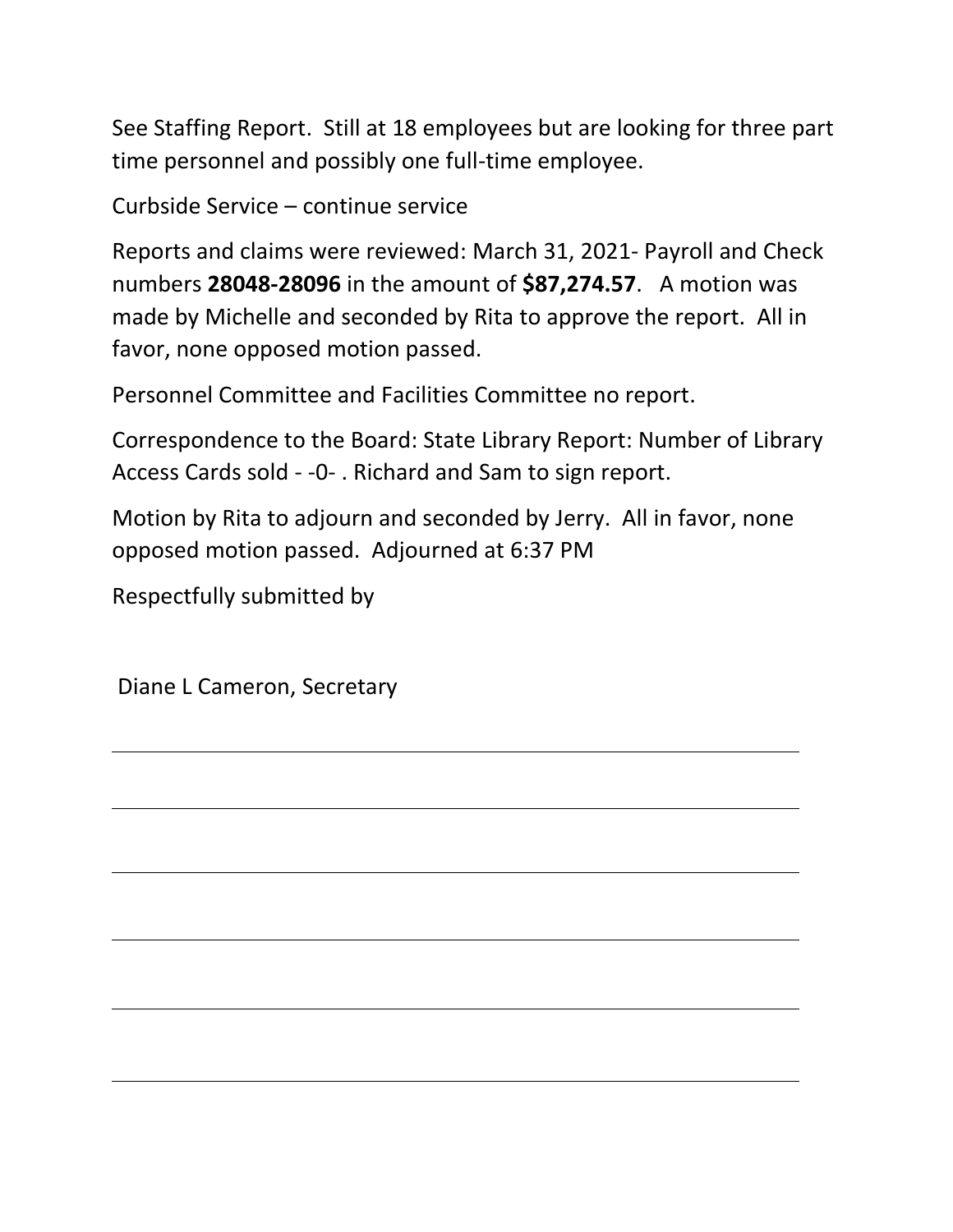See Staffing Report. Still at 18 employees but are looking for three part time personnel and possibly one full-time employee.

Curbside Service – continue service

Reports and claims were reviewed: March 31, 2021- Payroll and Check numbers **28048-28096** in the amount of **$87,274.57**. A motion was made by Michelle and seconded by Rita to approve the report. All in favor, none opposed motion passed.

Personnel Committee and Facilities Committee no report.

Correspondence to the Board: State Library Report: Number of Library Access Cards sold - -0- . Richard and Sam to sign report.

Motion by Rita to adjourn and seconded by Jerry. All in favor, none opposed motion passed. Adjourned at 6:37 PM

Respectfully submitted by

Diane L Cameron, Secretary

______________________________________________

______________________________________________

______________________________________________

______________________________________________

______________________________________________

______________________________________________